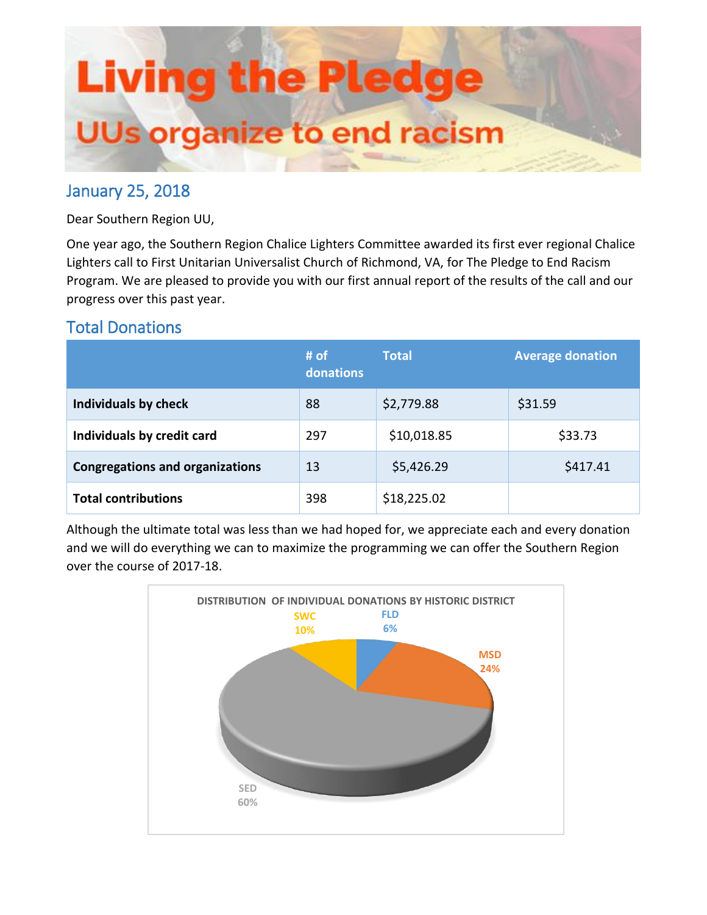# Living the Pledge

## UUs organize to end racism

## January 25, 2018

Dear Southern Region UU,

One year ago, the Southern Region Chalice Lighters Committee awarded its first ever regional Chalice Lighters call to First Unitarian Universalist Church of Richmond, VA, for The Pledge to End Racism Program. We are pleased to provide you with our first annual report of the results of the call and our progress over this past year.

## Total Donations

| | # of donations | Total | Average donation |
|---|---|---|---|
| **Individuals by check** | 88 | $2,779.88 | $31.59 |
| **Individuals by credit card** | 297 | $10,018.85 | $33.73 |
| **Congregations and organizations** | 13 | $5,426.29 | $417.41 |
| **Total contributions** | 398 | $18,225.02 | |

Although the ultimate total was less than we had hoped for, we appreciate each and every donation and we will do everything we can to maximize the programming we can offer the Southern Region over the course of 2017-18.

DISTRIBUTION OF INDIVIDUAL DONATIONS BY HISTORIC DISTRICT

| District | Share |
|---|---|
| SED | 60% |
| MSD | 24% |
| SWC | 10% |
| FLD | 6% |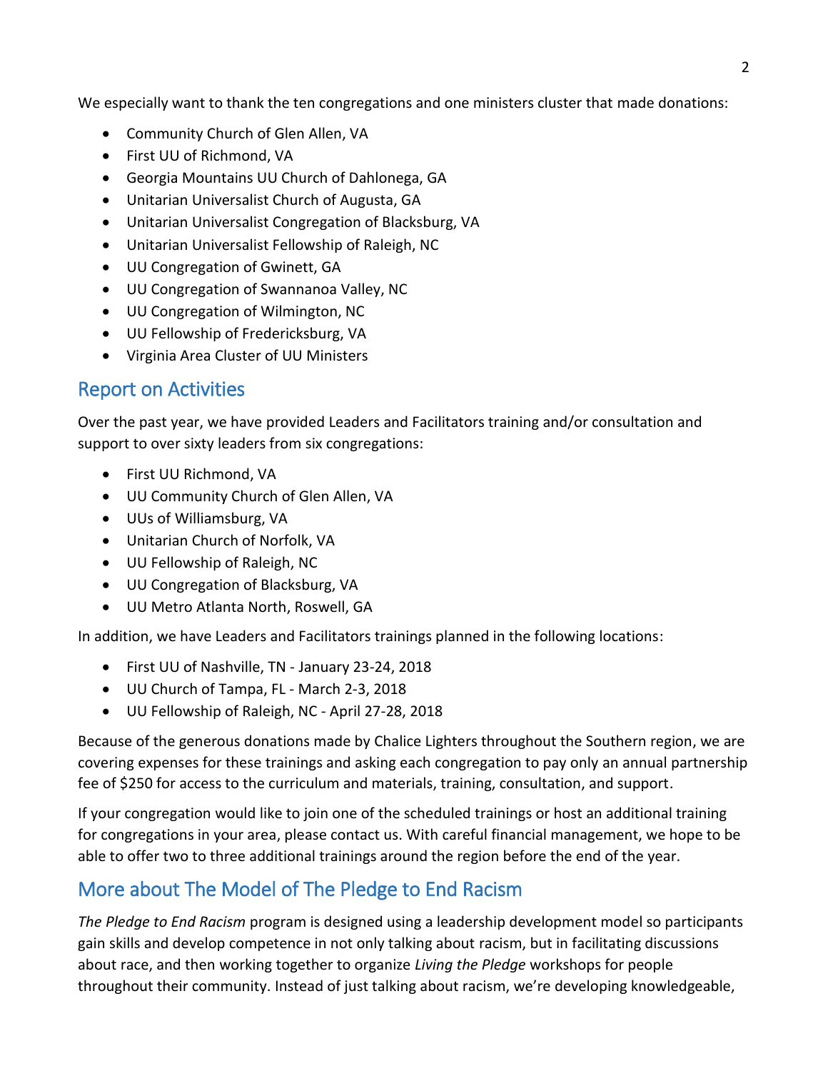We especially want to thank the ten congregations and one ministers cluster that made donations:

- Community Church of Glen Allen, VA
- First UU of Richmond, VA
- Georgia Mountains UU Church of Dahlonega, GA
- Unitarian Universalist Church of Augusta, GA
- Unitarian Universalist Congregation of Blacksburg, VA
- Unitarian Universalist Fellowship of Raleigh, NC
- UU Congregation of Gwinett, GA
- UU Congregation of Swannanoa Valley, NC
- UU Congregation of Wilmington, NC
- UU Fellowship of Fredericksburg, VA
- Virginia Area Cluster of UU Ministers

## Report on Activities

Over the past year, we have provided Leaders and Facilitators training and/or consultation and support to over sixty leaders from six congregations:

- First UU Richmond, VA
- UU Community Church of Glen Allen, VA
- UUs of Williamsburg, VA
- Unitarian Church of Norfolk, VA
- UU Fellowship of Raleigh, NC
- UU Congregation of Blacksburg, VA
- UU Metro Atlanta North, Roswell, GA

In addition, we have Leaders and Facilitators trainings planned in the following locations:

- First UU of Nashville, TN - January 23-24, 2018
- UU Church of Tampa, FL - March 2-3, 2018
- UU Fellowship of Raleigh, NC - April 27-28, 2018

Because of the generous donations made by Chalice Lighters throughout the Southern region, we are covering expenses for these trainings and asking each congregation to pay only an annual partnership fee of $250 for access to the curriculum and materials, training, consultation, and support.

If your congregation would like to join one of the scheduled trainings or host an additional training for congregations in your area, please contact us. With careful financial management, we hope to be able to offer two to three additional trainings around the region before the end of the year.

## More about The Model of The Pledge to End Racism

*The Pledge to End Racism* program is designed using a leadership development model so participants gain skills and develop competence in not only talking about racism, but in facilitating discussions about race, and then working together to organize *Living the Pledge* workshops for people throughout their community. Instead of just talking about racism, we're developing knowledgeable,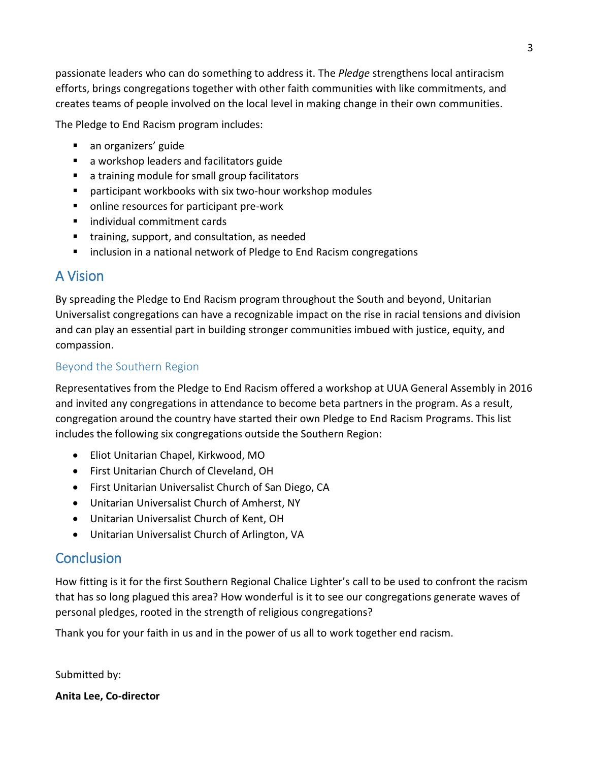passionate leaders who can do something to address it. The *Pledge* strengthens local antiracism efforts, brings congregations together with other faith communities with like commitments, and creates teams of people involved on the local level in making change in their own communities.

The Pledge to End Racism program includes:

- an organizers' guide
- a workshop leaders and facilitators guide
- a training module for small group facilitators
- participant workbooks with six two-hour workshop modules
- online resources for participant pre-work
- individual commitment cards
- training, support, and consultation, as needed
- inclusion in a national network of Pledge to End Racism congregations

## A Vision

By spreading the Pledge to End Racism program throughout the South and beyond, Unitarian Universalist congregations can have a recognizable impact on the rise in racial tensions and division and can play an essential part in building stronger communities imbued with justice, equity, and compassion.

### Beyond the Southern Region

Representatives from the Pledge to End Racism offered a workshop at UUA General Assembly in 2016 and invited any congregations in attendance to become beta partners in the program. As a result, congregation around the country have started their own Pledge to End Racism Programs. This list includes the following six congregations outside the Southern Region:

- Eliot Unitarian Chapel, Kirkwood, MO
- First Unitarian Church of Cleveland, OH
- First Unitarian Universalist Church of San Diego, CA
- Unitarian Universalist Church of Amherst, NY
- Unitarian Universalist Church of Kent, OH
- Unitarian Universalist Church of Arlington, VA

## Conclusion

How fitting is it for the first Southern Regional Chalice Lighter's call to be used to confront the racism that has so long plagued this area? How wonderful is it to see our congregations generate waves of personal pledges, rooted in the strength of religious congregations?

Thank you for your faith in us and in the power of us all to work together end racism.

Submitted by:

**Anita Lee, Co-director**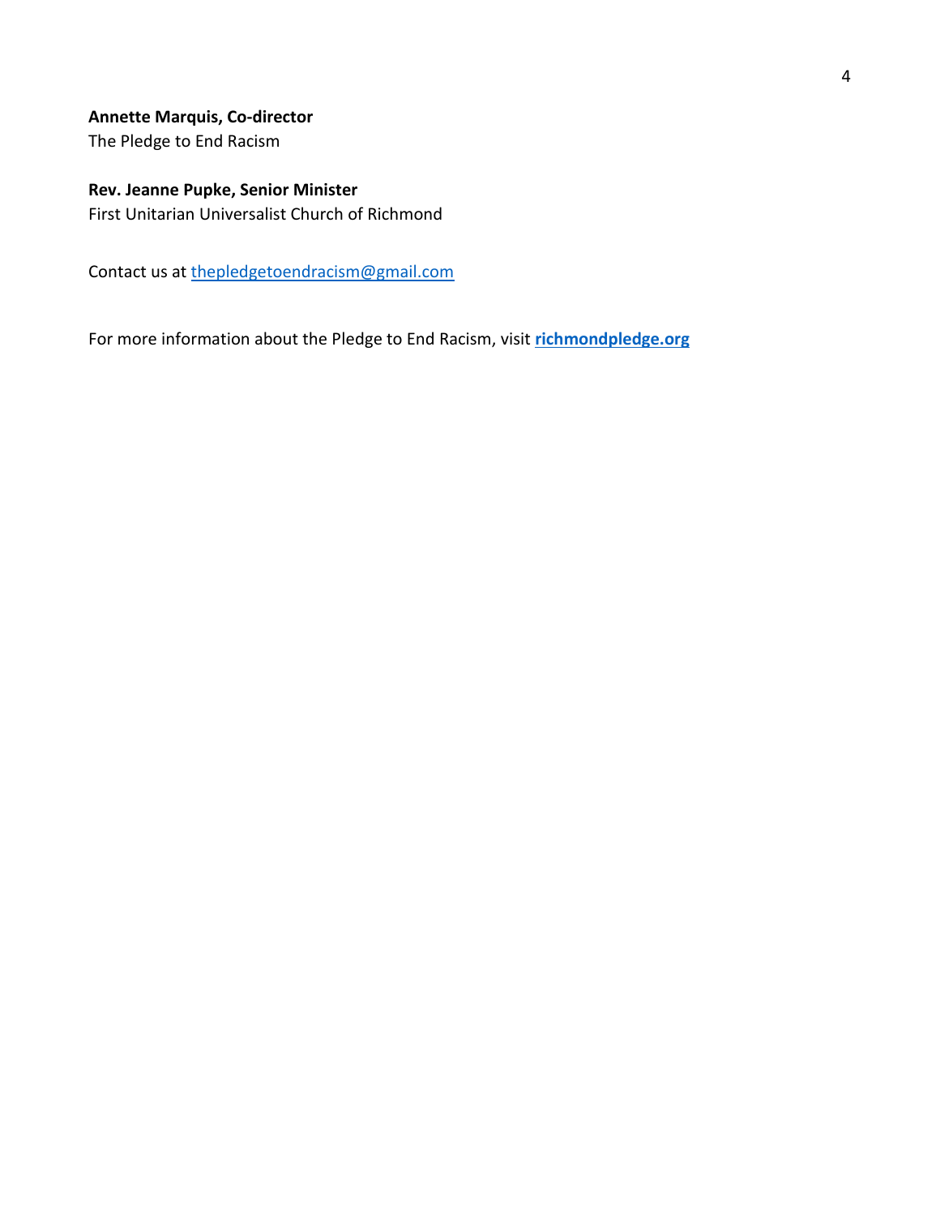**Annette Marquis, Co-director**
The Pledge to End Racism

**Rev. Jeanne Pupke, Senior Minister**
First Unitarian Universalist Church of Richmond

Contact us at thepledgetoendracism@gmail.com

For more information about the Pledge to End Racism, visit **richmondpledge.org**